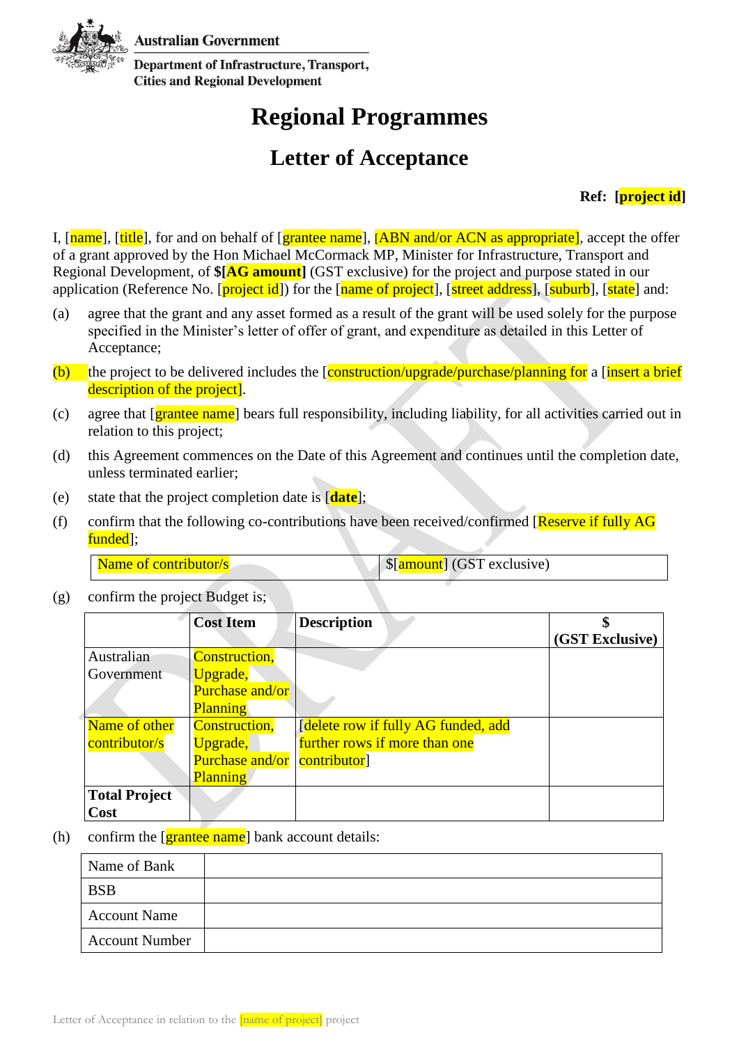Australian Government

Department of Infrastructure, Transport, Cities and Regional Development

# Regional Programmes

## Letter of Acceptance

**Ref: [project id]**

I, [name], [title], for and on behalf of [grantee name], [ABN and/or ACN as appropriate], accept the offer of a grant approved by the Hon Michael McCormack MP, Minister for Infrastructure, Transport and Regional Development, of **$[AG amount]** (GST exclusive) for the project and purpose stated in our application (Reference No. [project id]) for the [name of project], [street address], [suburb], [state] and:

(a) agree that the grant and any asset formed as a result of the grant will be used solely for the purpose specified in the Minister's letter of offer of grant, and expenditure as detailed in this Letter of Acceptance;

(b) the project to be delivered includes the [construction/upgrade/purchase/planning for a [insert a brief description of the project].

(c) agree that [grantee name] bears full responsibility, including liability, for all activities carried out in relation to this project;

(d) this Agreement commences on the Date of this Agreement and continues until the completion date, unless terminated earlier;

(e) state that the project completion date is [**date**];

(f) confirm that the following co-contributions have been received/confirmed [Reserve if fully AG funded];

| Name of contributor/s | $[amount] (GST exclusive) |
|---|---|

(g) confirm the project Budget is;

| | Cost Item | Description | $ (GST Exclusive) |
|---|---|---|---|
| Australian Government | Construction, Upgrade, Purchase and/or Planning | | |
| Name of other contributor/s | Construction, Upgrade, Purchase and/or Planning | [delete row if fully AG funded, add further rows if more than one contributor] | |
| **Total Project Cost** | | | |

(h) confirm the [grantee name] bank account details:

| Name of Bank | |
|---|---|
| BSB | |
| Account Name | |
| Account Number | |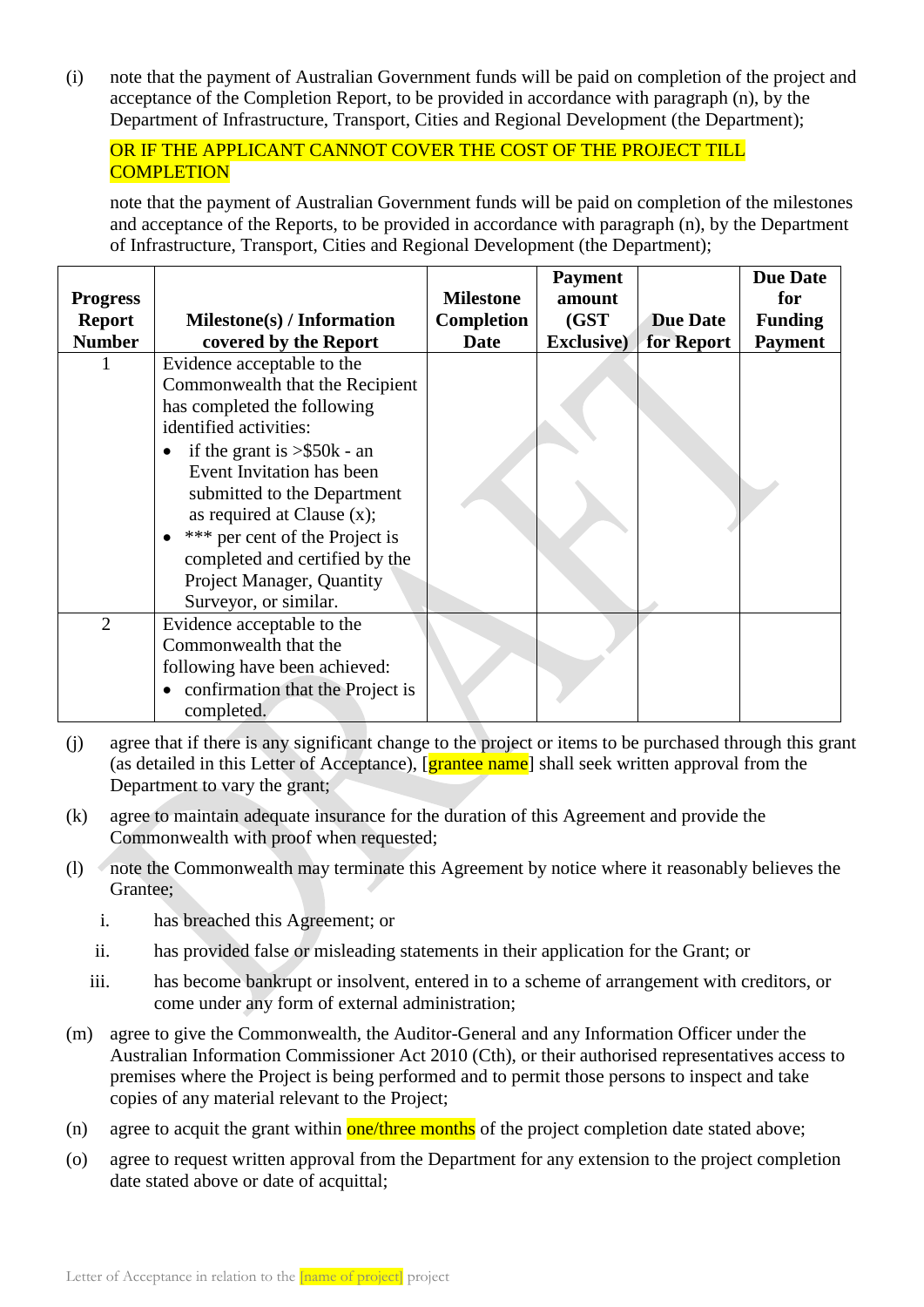(i) note that the payment of Australian Government funds will be paid on completion of the project and acceptance of the Completion Report, to be provided in accordance with paragraph (n), by the Department of Infrastructure, Transport, Cities and Regional Development (the Department);

OR IF THE APPLICANT CANNOT COVER THE COST OF THE PROJECT TILL COMPLETION

note that the payment of Australian Government funds will be paid on completion of the milestones and acceptance of the Reports, to be provided in accordance with paragraph (n), by the Department of Infrastructure, Transport, Cities and Regional Development (the Department);

| Progress Report Number | Milestone(s) / Information covered by the Report | Milestone Completion Date | Payment amount (GST Exclusive) | Due Date for Report | Due Date for Funding Payment |
|---|---|---|---|---|---|
| 1 | Evidence acceptable to the Commonwealth that the Recipient has completed the following identified activities:<br>• if the grant is >$50k - an Event Invitation has been submitted to the Department as required at Clause (x);<br>• *** per cent of the Project is completed and certified by the Project Manager, Quantity Surveyor, or similar. | | | | |
| 2 | Evidence acceptable to the Commonwealth that the following have been achieved:<br>• confirmation that the Project is completed. | | | | |

(j) agree that if there is any significant change to the project or items to be purchased through this grant (as detailed in this Letter of Acceptance), [grantee name] shall seek written approval from the Department to vary the grant;

(k) agree to maintain adequate insurance for the duration of this Agreement and provide the Commonwealth with proof when requested;

(l) note the Commonwealth may terminate this Agreement by notice where it reasonably believes the Grantee;

   i. has breached this Agreement; or

   ii. has provided false or misleading statements in their application for the Grant; or

   iii. has become bankrupt or insolvent, entered in to a scheme of arrangement with creditors, or come under any form of external administration;

(m) agree to give the Commonwealth, the Auditor-General and any Information Officer under the Australian Information Commissioner Act 2010 (Cth), or their authorised representatives access to premises where the Project is being performed and to permit those persons to inspect and take copies of any material relevant to the Project;

(n) agree to acquit the grant within one/three months of the project completion date stated above;

(o) agree to request written approval from the Department for any extension to the project completion date stated above or date of acquittal;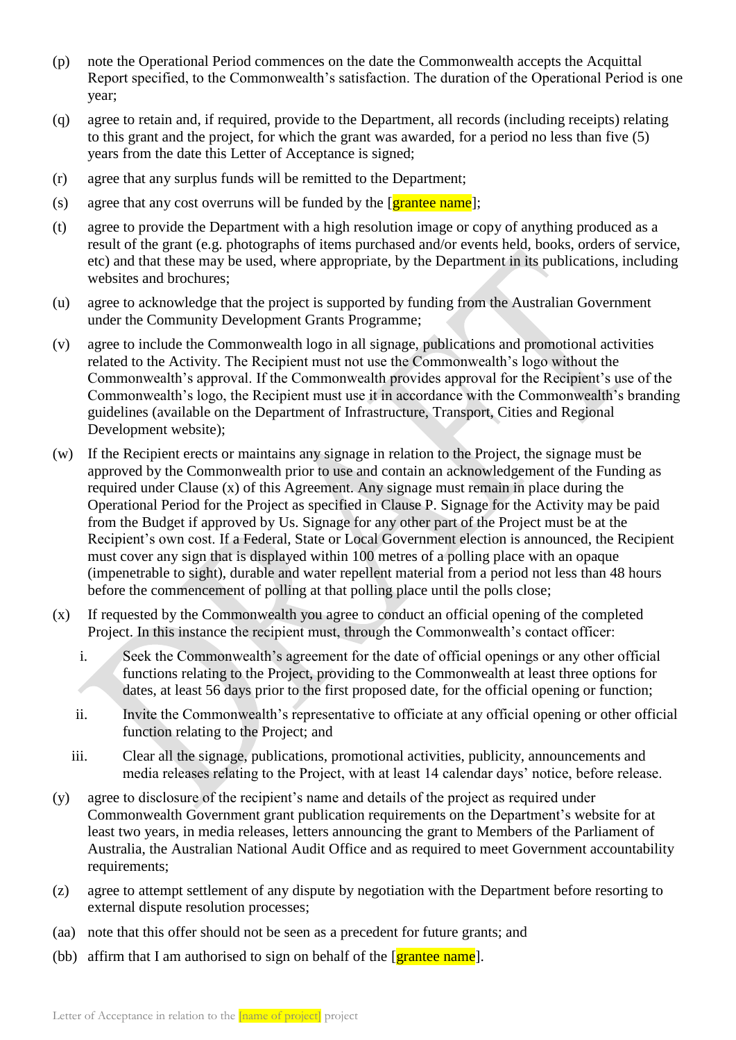(p) note the Operational Period commences on the date the Commonwealth accepts the Acquittal Report specified, to the Commonwealth's satisfaction. The duration of the Operational Period is one year;

(q) agree to retain and, if required, provide to the Department, all records (including receipts) relating to this grant and the project, for which the grant was awarded, for a period no less than five (5) years from the date this Letter of Acceptance is signed;

(r) agree that any surplus funds will be remitted to the Department;

(s) agree that any cost overruns will be funded by the [grantee name];

(t) agree to provide the Department with a high resolution image or copy of anything produced as a result of the grant (e.g. photographs of items purchased and/or events held, books, orders of service, etc) and that these may be used, where appropriate, by the Department in its publications, including websites and brochures;

(u) agree to acknowledge that the project is supported by funding from the Australian Government under the Community Development Grants Programme;

(v) agree to include the Commonwealth logo in all signage, publications and promotional activities related to the Activity. The Recipient must not use the Commonwealth's logo without the Commonwealth's approval. If the Commonwealth provides approval for the Recipient's use of the Commonwealth's logo, the Recipient must use it in accordance with the Commonwealth's branding guidelines (available on the Department of Infrastructure, Transport, Cities and Regional Development website);

(w) If the Recipient erects or maintains any signage in relation to the Project, the signage must be approved by the Commonwealth prior to use and contain an acknowledgement of the Funding as required under Clause (x) of this Agreement. Any signage must remain in place during the Operational Period for the Project as specified in Clause P. Signage for the Activity may be paid from the Budget if approved by Us. Signage for any other part of the Project must be at the Recipient's own cost. If a Federal, State or Local Government election is announced, the Recipient must cover any sign that is displayed within 100 metres of a polling place with an opaque (impenetrable to sight), durable and water repellent material from a period not less than 48 hours before the commencement of polling at that polling place until the polls close;

(x) If requested by the Commonwealth you agree to conduct an official opening of the completed Project. In this instance the recipient must, through the Commonwealth's contact officer:

   i. Seek the Commonwealth's agreement for the date of official openings or any other official functions relating to the Project, providing to the Commonwealth at least three options for dates, at least 56 days prior to the first proposed date, for the official opening or function;

   ii. Invite the Commonwealth's representative to officiate at any official opening or other official function relating to the Project; and

   iii. Clear all the signage, publications, promotional activities, publicity, announcements and media releases relating to the Project, with at least 14 calendar days' notice, before release.

(y) agree to disclosure of the recipient's name and details of the project as required under Commonwealth Government grant publication requirements on the Department's website for at least two years, in media releases, letters announcing the grant to Members of the Parliament of Australia, the Australian National Audit Office and as required to meet Government accountability requirements;

(z) agree to attempt settlement of any dispute by negotiation with the Department before resorting to external dispute resolution processes;

(aa) note that this offer should not be seen as a precedent for future grants; and

(bb) affirm that I am authorised to sign on behalf of the [grantee name].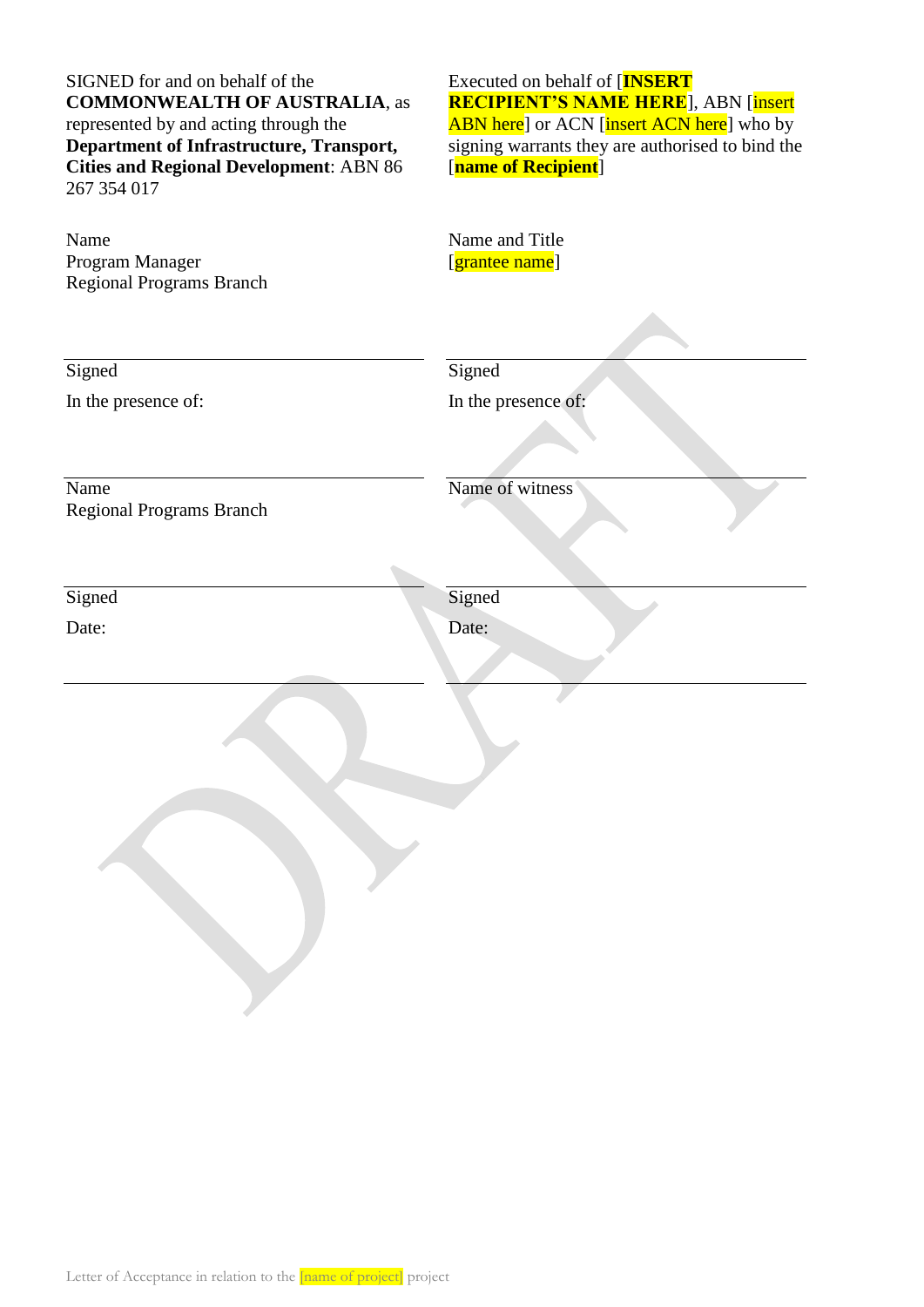| | |
|---|---|
| SIGNED for and on behalf of the **COMMONWEALTH OF AUSTRALIA**, as represented by and acting through the **Department of Infrastructure, Transport, Cities and Regional Development**: ABN 86 267 354 017 | Executed on behalf of [**INSERT RECIPIENT'S NAME HERE**], ABN [insert ABN here] or ACN [insert ACN here] who by signing warrants they are authorised to bind the [**name of Recipient**] |
| Name<br>Program Manager<br>Regional Programs Branch | Name and Title<br>[grantee name] |
| Signed | Signed |
| In the presence of: | In the presence of: |
| Name<br>Regional Programs Branch | Name of witness |
| Signed | Signed |
| Date: | Date: |

DRAFT

Letter of Acceptance in relation to the [name of project] project